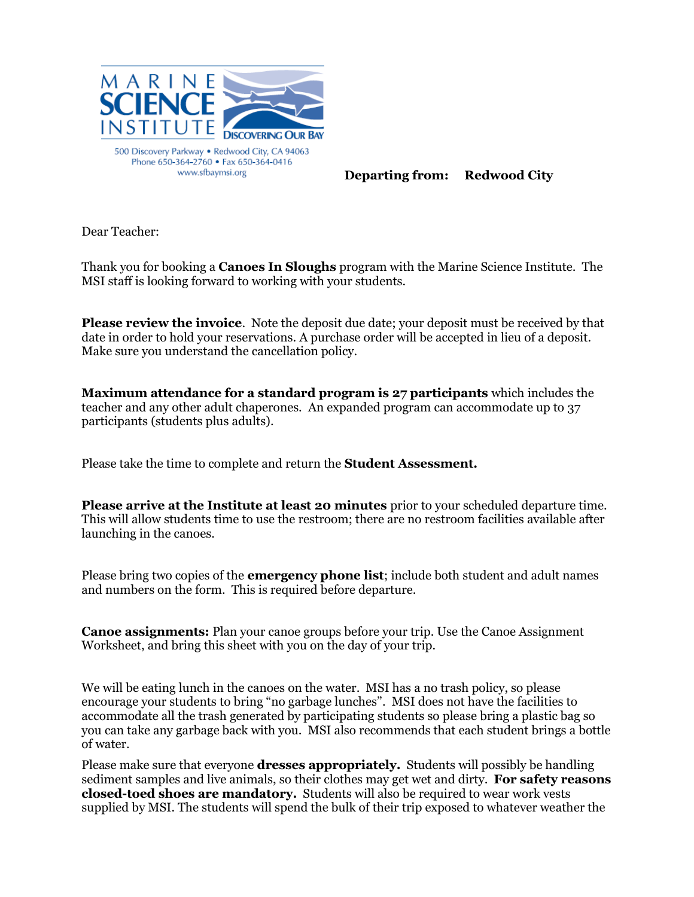MARINE SCIENCE INSTITUTE
DISCOVERING OUR BAY

500 Discovery Parkway • Redwood City, CA 94063
Phone 650-364-2760 • Fax 650-364-0416
www.sfbaymsi.org

**Departing from: Redwood City**

Dear Teacher:

Thank you for booking a **Canoes In Sloughs** program with the Marine Science Institute. The MSI staff is looking forward to working with your students.

**Please review the invoice**. Note the deposit due date; your deposit must be received by that date in order to hold your reservations. A purchase order will be accepted in lieu of a deposit. Make sure you understand the cancellation policy.

**Maximum attendance for a standard program is 27 participants** which includes the teacher and any other adult chaperones. An expanded program can accommodate up to 37 participants (students plus adults).

Please take the time to complete and return the **Student Assessment.**

**Please arrive at the Institute at least 20 minutes** prior to your scheduled departure time. This will allow students time to use the restroom; there are no restroom facilities available after launching in the canoes.

Please bring two copies of the **emergency phone list**; include both student and adult names and numbers on the form. This is required before departure.

**Canoe assignments:** Plan your canoe groups before your trip. Use the Canoe Assignment Worksheet, and bring this sheet with you on the day of your trip.

We will be eating lunch in the canoes on the water. MSI has a no trash policy, so please encourage your students to bring "no garbage lunches". MSI does not have the facilities to accommodate all the trash generated by participating students so please bring a plastic bag so you can take any garbage back with you. MSI also recommends that each student brings a bottle of water.

Please make sure that everyone **dresses appropriately.** Students will possibly be handling sediment samples and live animals, so their clothes may get wet and dirty. **For safety reasons closed-toed shoes are mandatory.** Students will also be required to wear work vests supplied by MSI. The students will spend the bulk of their trip exposed to whatever weather the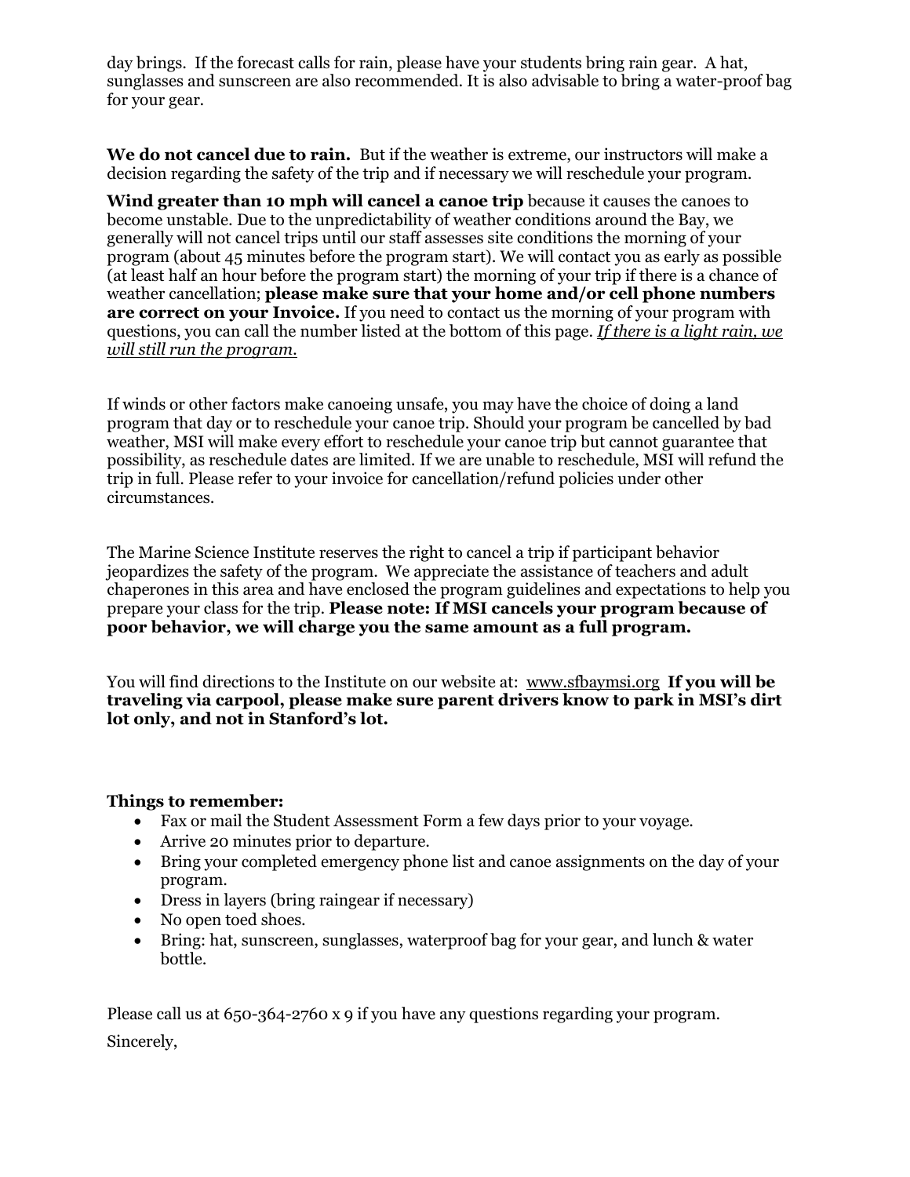day brings. If the forecast calls for rain, please have your students bring rain gear. A hat, sunglasses and sunscreen are also recommended. It is also advisable to bring a water-proof bag for your gear.

**We do not cancel due to rain.** But if the weather is extreme, our instructors will make a decision regarding the safety of the trip and if necessary we will reschedule your program.

**Wind greater than 10 mph will cancel a canoe trip** because it causes the canoes to become unstable. Due to the unpredictability of weather conditions around the Bay, we generally will not cancel trips until our staff assesses site conditions the morning of your program (about 45 minutes before the program start). We will contact you as early as possible (at least half an hour before the program start) the morning of your trip if there is a chance of weather cancellation; **please make sure that your home and/or cell phone numbers are correct on your Invoice.** If you need to contact us the morning of your program with questions, you can call the number listed at the bottom of this page. *If there is a light rain, we will still run the program.*

If winds or other factors make canoeing unsafe, you may have the choice of doing a land program that day or to reschedule your canoe trip. Should your program be cancelled by bad weather, MSI will make every effort to reschedule your canoe trip but cannot guarantee that possibility, as reschedule dates are limited. If we are unable to reschedule, MSI will refund the trip in full. Please refer to your invoice for cancellation/refund policies under other circumstances.

The Marine Science Institute reserves the right to cancel a trip if participant behavior jeopardizes the safety of the program. We appreciate the assistance of teachers and adult chaperones in this area and have enclosed the program guidelines and expectations to help you prepare your class for the trip. **Please note: If MSI cancels your program because of poor behavior, we will charge you the same amount as a full program.**

You will find directions to the Institute on our website at: www.sfbaymsi.org **If you will be traveling via carpool, please make sure parent drivers know to park in MSI's dirt lot only, and not in Stanford's lot.**

**Things to remember:**

- Fax or mail the Student Assessment Form a few days prior to your voyage.
- Arrive 20 minutes prior to departure.
- Bring your completed emergency phone list and canoe assignments on the day of your program.
- Dress in layers (bring raingear if necessary)
- No open toed shoes.
- Bring: hat, sunscreen, sunglasses, waterproof bag for your gear, and lunch & water bottle.

Please call us at 650-364-2760 x 9 if you have any questions regarding your program.

Sincerely,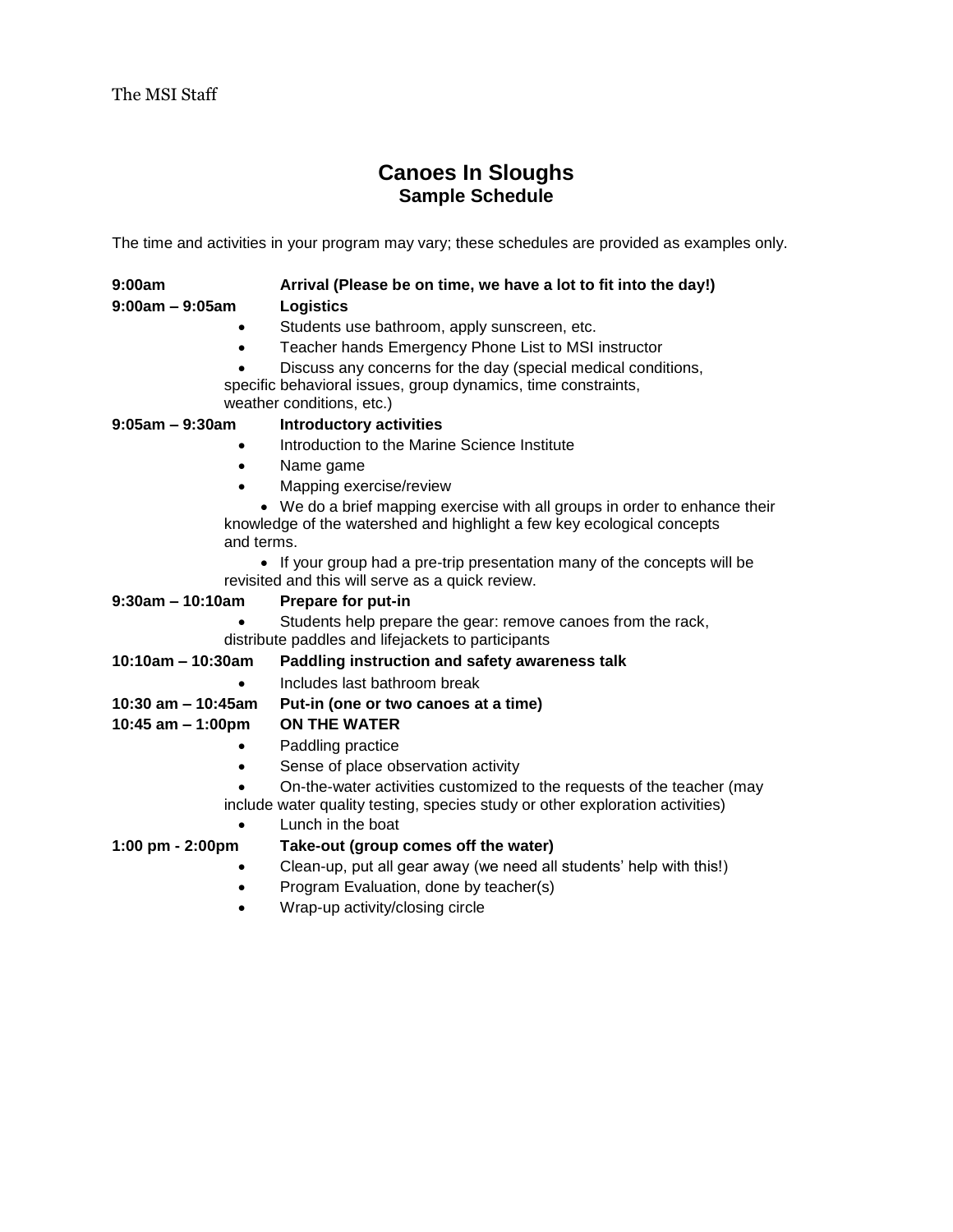The MSI Staff

# Canoes In Sloughs
## Sample Schedule

The time and activities in your program may vary; these schedules are provided as examples only.

**9:00am** **Arrival (Please be on time, we have a lot to fit into the day!)**

**9:00am – 9:05am** **Logistics**

- Students use bathroom, apply sunscreen, etc.
- Teacher hands Emergency Phone List to MSI instructor
- Discuss any concerns for the day (special medical conditions, specific behavioral issues, group dynamics, time constraints, weather conditions, etc.)

**9:05am – 9:30am** **Introductory activities**

- Introduction to the Marine Science Institute
- Name game
- Mapping exercise/review
  - We do a brief mapping exercise with all groups in order to enhance their knowledge of the watershed and highlight a few key ecological concepts and terms.
  - If your group had a pre-trip presentation many of the concepts will be revisited and this will serve as a quick review.

**9:30am – 10:10am** **Prepare for put-in**

- Students help prepare the gear: remove canoes from the rack, distribute paddles and lifejackets to participants

**10:10am – 10:30am** **Paddling instruction and safety awareness talk**

- Includes last bathroom break

**10:30 am – 10:45am** **Put-in (one or two canoes at a time)**

**10:45 am – 1:00pm** **ON THE WATER**

- Paddling practice
- Sense of place observation activity
- On-the-water activities customized to the requests of the teacher (may include water quality testing, species study or other exploration activities)
- Lunch in the boat

**1:00 pm - 2:00pm** **Take-out (group comes off the water)**

- Clean-up, put all gear away (we need all students' help with this!)
- Program Evaluation, done by teacher(s)
- Wrap-up activity/closing circle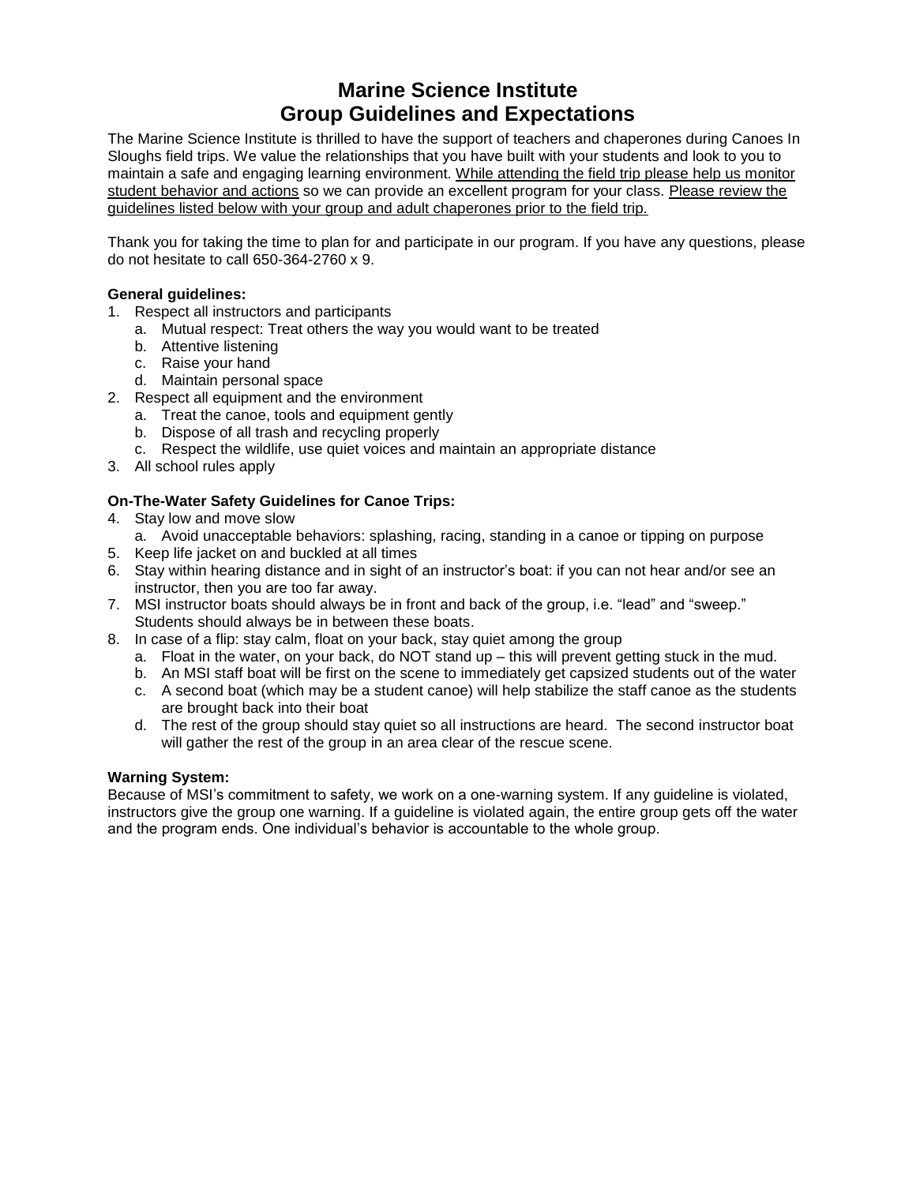# Marine Science Institute
# Group Guidelines and Expectations

The Marine Science Institute is thrilled to have the support of teachers and chaperones during Canoes In Sloughs field trips. We value the relationships that you have built with your students and look to you to maintain a safe and engaging learning environment. <u>While attending the field trip please help us monitor student behavior and actions</u> so we can provide an excellent program for your class. <u>Please review the guidelines listed below with your group and adult chaperones prior to the field trip.</u>

Thank you for taking the time to plan for and participate in our program. If you have any questions, please do not hesitate to call 650-364-2760 x 9.

**General guidelines:**

1. Respect all instructors and participants
   a. Mutual respect: Treat others the way you would want to be treated
   b. Attentive listening
   c. Raise your hand
   d. Maintain personal space
2. Respect all equipment and the environment
   a. Treat the canoe, tools and equipment gently
   b. Dispose of all trash and recycling properly
   c. Respect the wildlife, use quiet voices and maintain an appropriate distance
3. All school rules apply

**On-The-Water Safety Guidelines for Canoe Trips:**

4. Stay low and move slow
   a. Avoid unacceptable behaviors: splashing, racing, standing in a canoe or tipping on purpose
5. Keep life jacket on and buckled at all times
6. Stay within hearing distance and in sight of an instructor's boat: if you can not hear and/or see an instructor, then you are too far away.
7. MSI instructor boats should always be in front and back of the group, i.e. "lead" and "sweep." Students should always be in between these boats.
8. In case of a flip: stay calm, float on your back, stay quiet among the group
   a. Float in the water, on your back, do NOT stand up – this will prevent getting stuck in the mud.
   b. An MSI staff boat will be first on the scene to immediately get capsized students out of the water
   c. A second boat (which may be a student canoe) will help stabilize the staff canoe as the students are brought back into their boat
   d. The rest of the group should stay quiet so all instructions are heard. The second instructor boat will gather the rest of the group in an area clear of the rescue scene.

**Warning System:**

Because of MSI's commitment to safety, we work on a one-warning system. If any guideline is violated, instructors give the group one warning. If a guideline is violated again, the entire group gets off the water and the program ends. One individual's behavior is accountable to the whole group.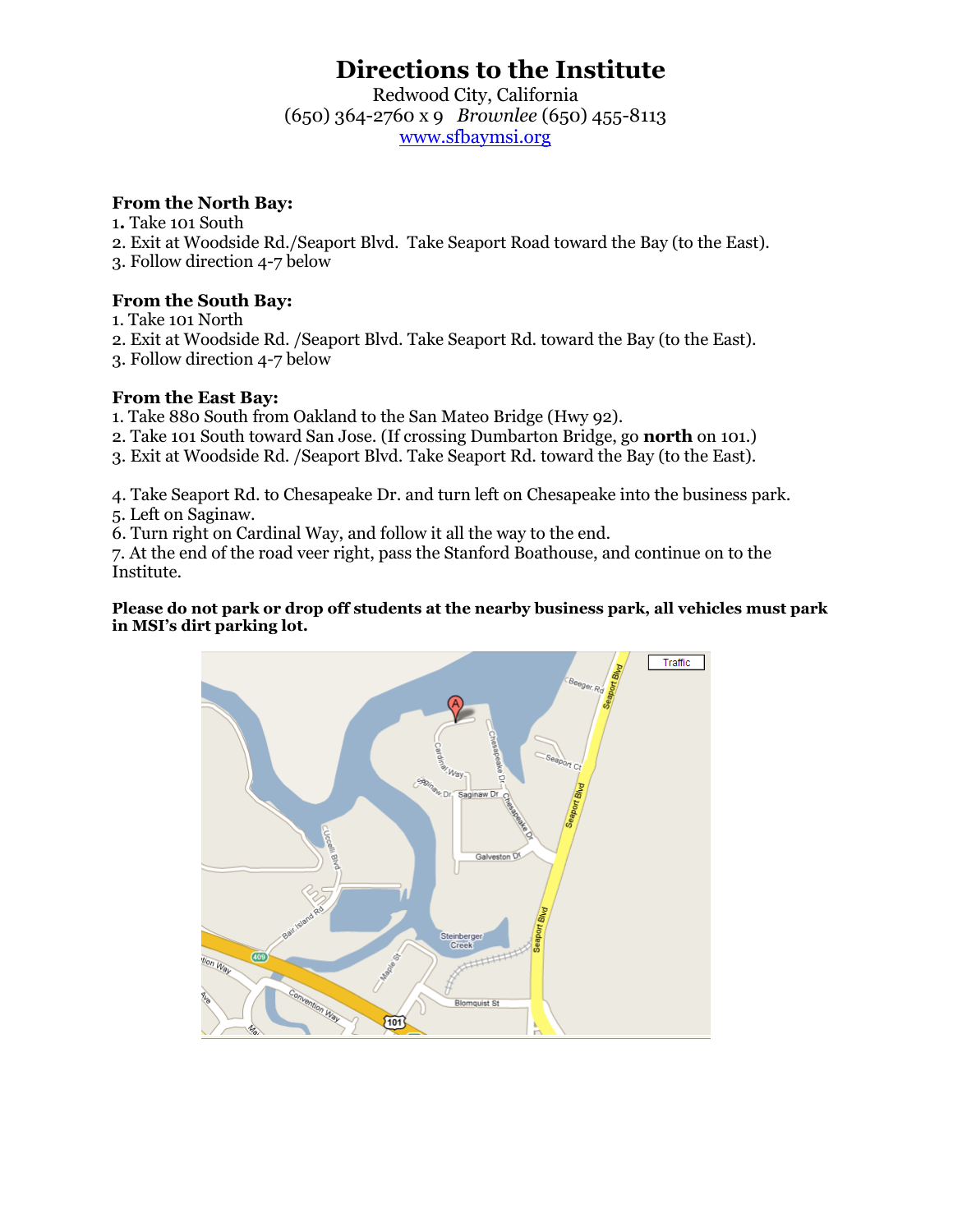# Directions to the Institute

Redwood City, California
(650) 364-2760 x 9 *Brownlee* (650) 455-8113
www.sfbaymsi.org

**From the North Bay:**

1. Take 101 South
2. Exit at Woodside Rd./Seaport Blvd. Take Seaport Road toward the Bay (to the East).
3. Follow direction 4-7 below

**From the South Bay:**

1. Take 101 North
2. Exit at Woodside Rd. /Seaport Blvd. Take Seaport Rd. toward the Bay (to the East).
3. Follow direction 4-7 below

**From the East Bay:**

1. Take 880 South from Oakland to the San Mateo Bridge (Hwy 92).
2. Take 101 South toward San Jose. (If crossing Dumbarton Bridge, go **north** on 101.)
3. Exit at Woodside Rd. /Seaport Blvd. Take Seaport Rd. toward the Bay (to the East).

4. Take Seaport Rd. to Chesapeake Dr. and turn left on Chesapeake into the business park.
5. Left on Saginaw.
6. Turn right on Cardinal Way, and follow it all the way to the end.
7. At the end of the road veer right, pass the Stanford Boathouse, and continue on to the Institute.

**Please do not park or drop off students at the nearby business park, all vehicles must park in MSI's dirt parking lot.**